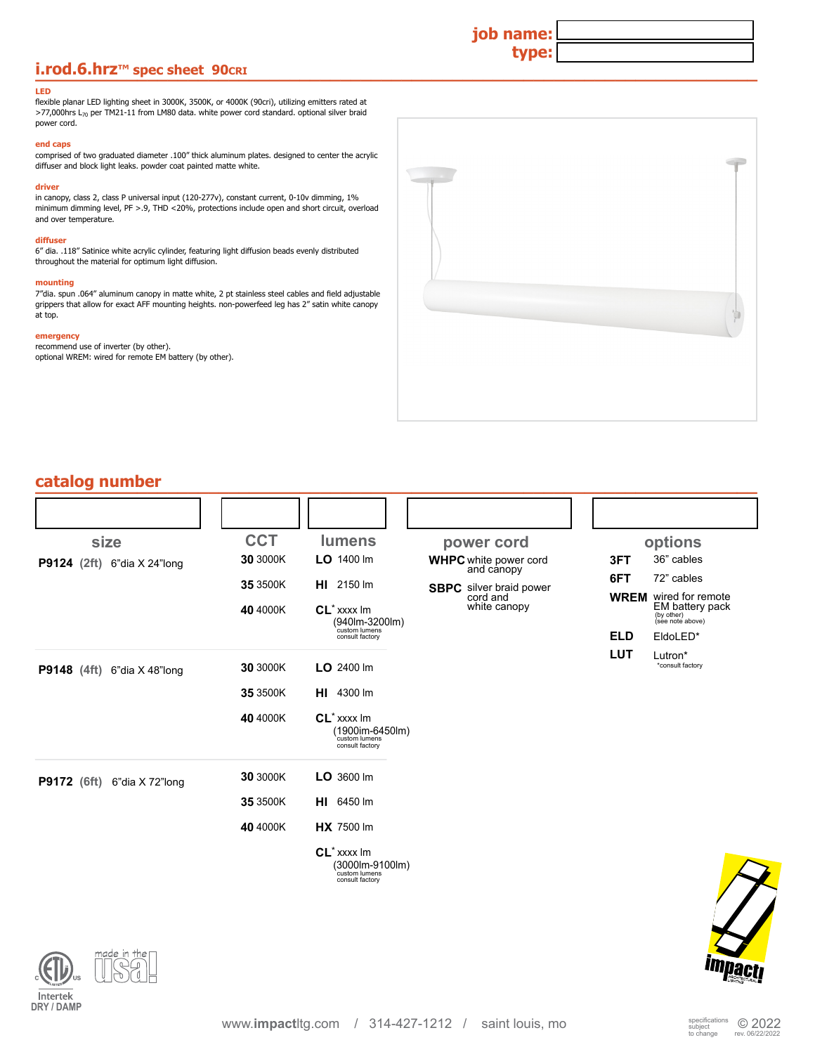job name:
type:

# i.rod.6.hrz™ spec sheet 90CRI

**LED**
flexible planar LED lighting sheet in 3000K, 3500K, or 4000K (90cri), utilizing emitters rated at >77,000hrs $L_{70}$ per TM21-11 from LM80 data. white power cord standard. optional silver braid power cord.

**end caps**
comprised of two graduated diameter .100" thick aluminum plates. designed to center the acrylic diffuser and block light leaks. powder coat painted matte white.

**driver**
in canopy, class 2, class P universal input (120-277v), constant current, 0-10v dimming, 1% minimum dimming level, PF >.9, THD <20%, protections include open and short circuit, overload and over temperature.

**diffuser**
6" dia. .118" Satinice white acrylic cylinder, featuring light diffusion beads evenly distributed throughout the material for optimum light diffusion.

**mounting**
7"dia. spun .064" aluminum canopy in matte white, 2 pt stainless steel cables and field adjustable grippers that allow for exact AFF mounting heights. non-powerfeed leg has 2" satin white canopy at top.

**emergency**
recommend use of inverter (by other).
optional WREM: wired for remote EM battery (by other).

## catalog number

| size | CCT | lumens | power cord | options |
|---|---|---|---|---|
| **P9124** (2ft) 6"dia X 24"long | **30** 3000K | **LO** 1400 lm | **WHPC** white power cord and canopy | **3FT** 36" cables |
| | **35** 3500K | **HI** 2150 lm | **SBPC** silver braid power cord and white canopy | **6FT** 72" cables |
| | **40** 4000K | **CL*** xxxx lm (940lm-3200lm) custom lumens consult factory | | **WREM** wired for remote EM battery pack (by other) (see note above) |
| | | | | **ELD** EldoLED* |
| | | | | **LUT** Lutron* *consult factory |
| **P9148** (4ft) 6"dia X 48"long | **30** 3000K | **LO** 2400 lm | | |
| | **35** 3500K | **HI** 4300 lm | | |
| | **40** 4000K | **CL*** xxxx lm (1900lm-6450lm) custom lumens consult factory | | |
| **P9172** (6ft) 6"dia X 72"long | **30** 3000K | **LO** 3600 lm | | |
| | **35** 3500K | **HI** 6450 lm | | |
| | **40** 4000K | **HX** 7500 lm | | |
| | | **CL*** xxxx lm (3000lm-9100lm) custom lumens consult factory | | |

Intertek DRY / DAMP

made in the usa!

www.impactltg.com / 314-427-1212 / saint louis, mo

specifications subject to change © 2022 rev. 06/22/2022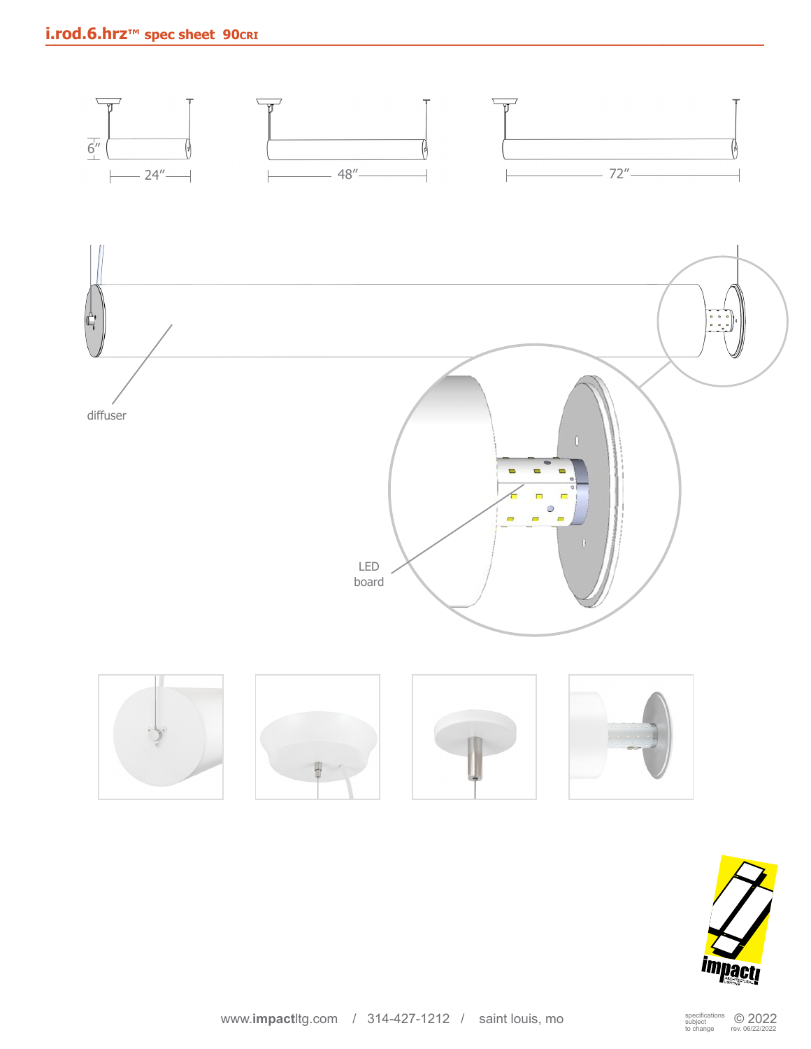# i.rod.6.hrz™ spec sheet 90CRI

6″

24″

48″

72″

diffuser

LED board

www.impactltg.com / 314-427-1212 / saint louis, mo

specifications subject to change

© 2022 rev. 06/22/2022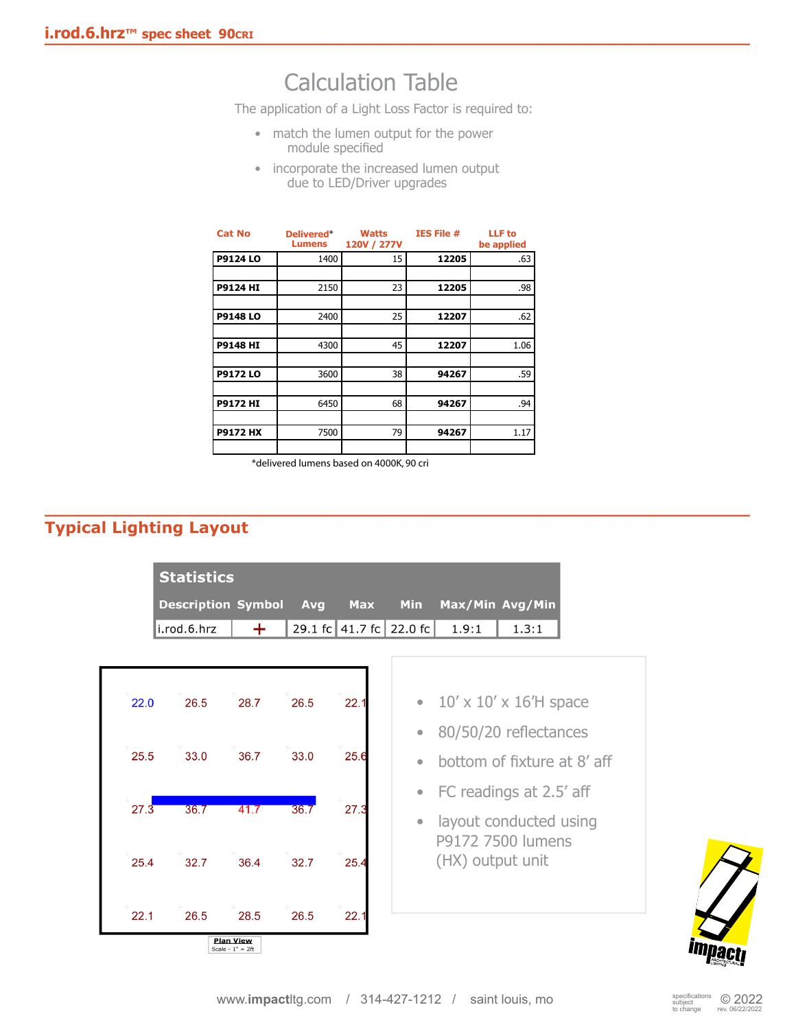# Calculation Table

The application of a Light Loss Factor is required to:

- match the lumen output for the power module specified
- incorporate the increased lumen output due to LED/Driver upgrades

| Cat No | Delivered* Lumens | Watts 120V / 277V | IES File # | LLF to be applied |
|---|---|---|---|---|
| **P9124 LO** | 1400 | 15 | **12205** | .63 |
| **P9124 HI** | 2150 | 23 | **12205** | .98 |
| **P9148 LO** | 2400 | 25 | **12207** | .62 |
| **P9148 HI** | 4300 | 45 | **12207** | 1.06 |
| **P9172 LO** | 3600 | 38 | **94267** | .59 |
| **P9172 HI** | 6450 | 68 | **94267** | .94 |
| **P9172 HX** | 7500 | 79 | **94267** | 1.17 |

*delivered lumens based on 4000K, 90 cri

## Typical Lighting Layout

**Statistics**

| Description | Symbol | Avg | Max | Min | Max/Min | Avg/Min |
|---|---|---|---|---|---|---|
| i.rod.6.hrz | + | 29.1 fc | 41.7 fc | 22.0 fc | 1.9:1 | 1.3:1 |

22.0 26.5 28.7 26.5 22.1

25.5 33.0 36.7 33.0 25.6

27.3 36.7 41.7 36.7 27.3

25.4 32.7 36.4 32.7 25.4

22.1 26.5 28.5 26.5 22.1

Plan View
Scale - 1" = 2ft

- 10' x 10' x 16'H space
- 80/50/20 reflectances
- bottom of fixture at 8' aff
- FC readings at 2.5' aff
- layout conducted using P9172 7500 lumens (HX) output unit

www.impactltg.com / 314-427-1212 / saint louis, mo

specifications subject to change © 2022 rev. 06/22/2022